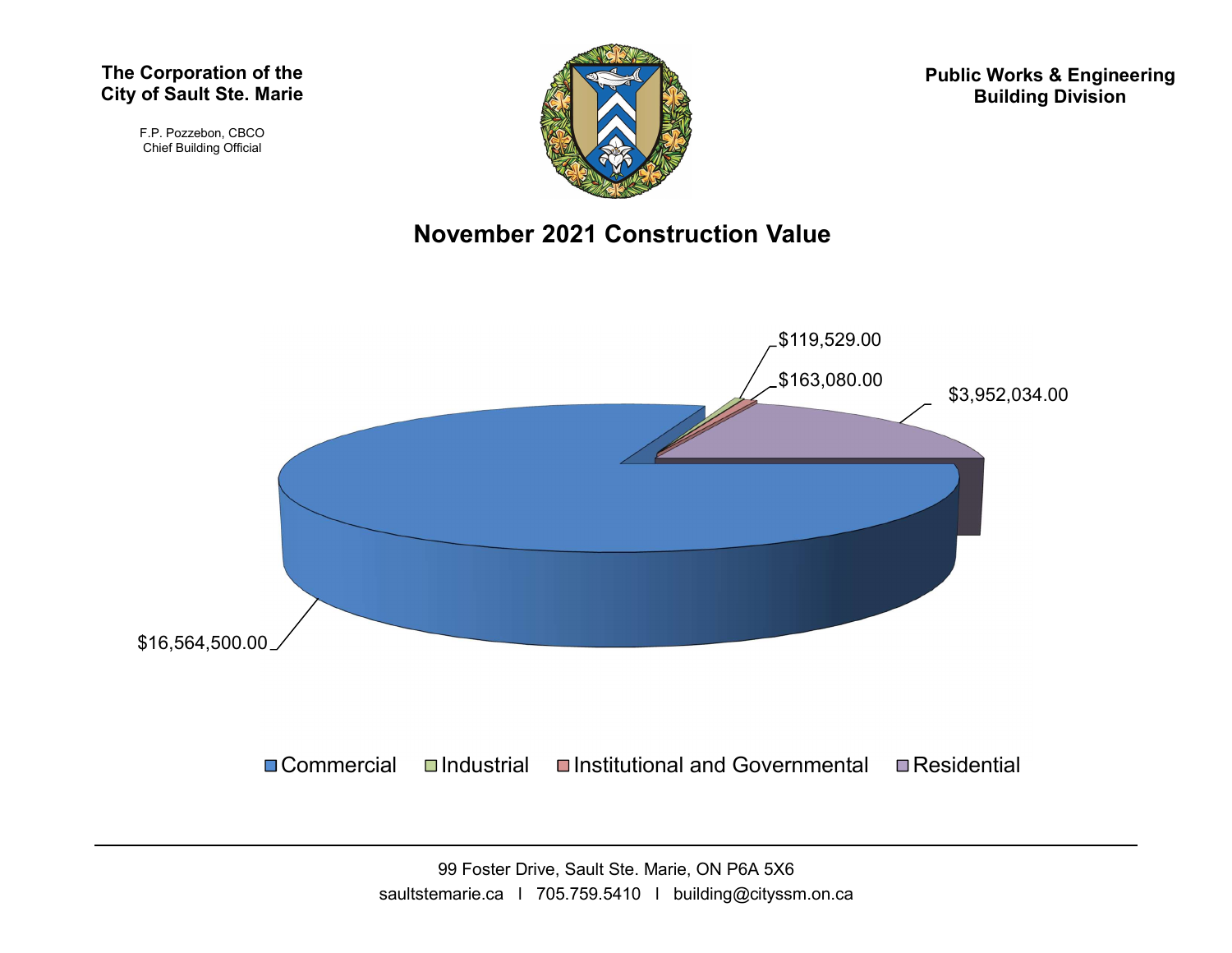**The Corporation of the City of Sault Ste. Marie**

F.P. Pozzebon, CBCO
Chief Building Official

**Public Works & Engineering Building Division**

## November 2021 Construction Value

| Category | Value |
|---|---|
| Commercial | $16,564,500.00 |
| Industrial | $119,529.00 |
| Institutional and Governmental | $163,080.00 |
| Residential | $3,952,034.00 |

99 Foster Drive, Sault Ste. Marie, ON P6A 5X6
saultstemarie.ca | 705.759.5410 | building@cityssm.on.ca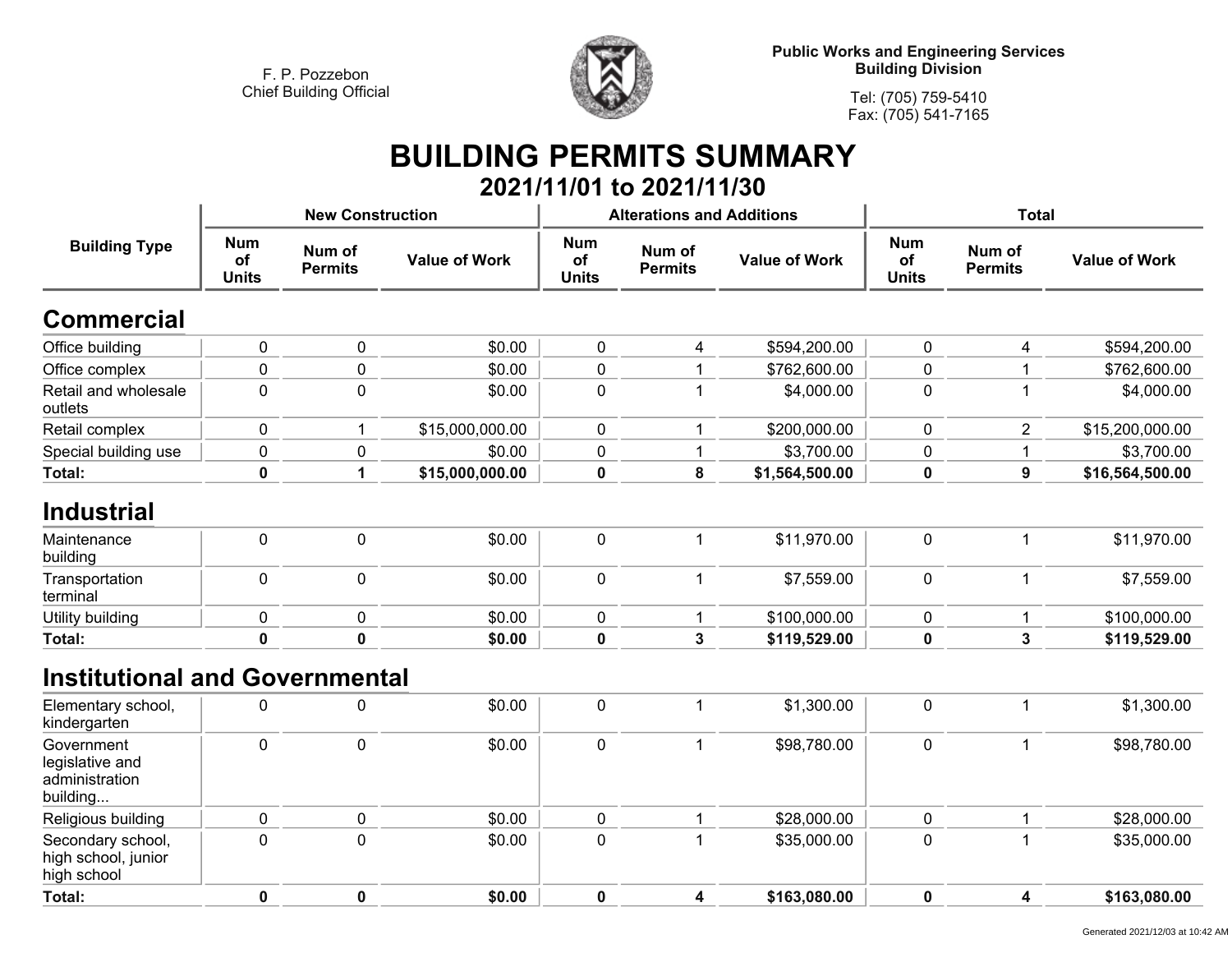F. P. Pozzebon
Chief Building Official

**Public Works and Engineering Services**
**Building Division**

Tel: (705) 759-5410
Fax: (705) 541-7165

# BUILDING PERMITS SUMMARY

## 2021/11/01 to 2021/11/30

| Building Type | New Construction | | | Alterations and Additions | | | Total | | |
|---|---|---|---|---|---|---|---|---|---|
| | Num of Units | Num of Permits | Value of Work | Num of Units | Num of Permits | Value of Work | Num of Units | Num of Permits | Value of Work |
| **Commercial** | | | | | | | | | |
| Office building | 0 | 0 | $0.00 | 0 | 4 | $594,200.00 | 0 | 4 | $594,200.00 |
| Office complex | 0 | 0 | $0.00 | 0 | 1 | $762,600.00 | 0 | 1 | $762,600.00 |
| Retail and wholesale outlets | 0 | 0 | $0.00 | 0 | 1 | $4,000.00 | 0 | 1 | $4,000.00 |
| Retail complex | 0 | 1 | $15,000,000.00 | 0 | 1 | $200,000.00 | 0 | 2 | $15,200,000.00 |
| Special building use | 0 | 0 | $0.00 | 0 | 1 | $3,700.00 | 0 | 1 | $3,700.00 |
| **Total:** | **0** | **1** | **$15,000,000.00** | **0** | **8** | **$1,564,500.00** | **0** | **9** | **$16,564,500.00** |
| **Industrial** | | | | | | | | | |
| Maintenance building | 0 | 0 | $0.00 | 0 | 1 | $11,970.00 | 0 | 1 | $11,970.00 |
| Transportation terminal | 0 | 0 | $0.00 | 0 | 1 | $7,559.00 | 0 | 1 | $7,559.00 |
| Utility building | 0 | 0 | $0.00 | 0 | 1 | $100,000.00 | 0 | 1 | $100,000.00 |
| **Total:** | **0** | **0** | **$0.00** | **0** | **3** | **$119,529.00** | **0** | **3** | **$119,529.00** |
| **Institutional and Governmental** | | | | | | | | | |
| Elementary school, kindergarten | 0 | 0 | $0.00 | 0 | 1 | $1,300.00 | 0 | 1 | $1,300.00 |
| Government legislative and administration building... | 0 | 0 | $0.00 | 0 | 1 | $98,780.00 | 0 | 1 | $98,780.00 |
| Religious building | 0 | 0 | $0.00 | 0 | 1 | $28,000.00 | 0 | 1 | $28,000.00 |
| Secondary school, high school, junior high school | 0 | 0 | $0.00 | 0 | 1 | $35,000.00 | 0 | 1 | $35,000.00 |
| **Total:** | **0** | **0** | **$0.00** | **0** | **4** | **$163,080.00** | **0** | **4** | **$163,080.00** |

Generated 2021/12/03 at 10:42 AM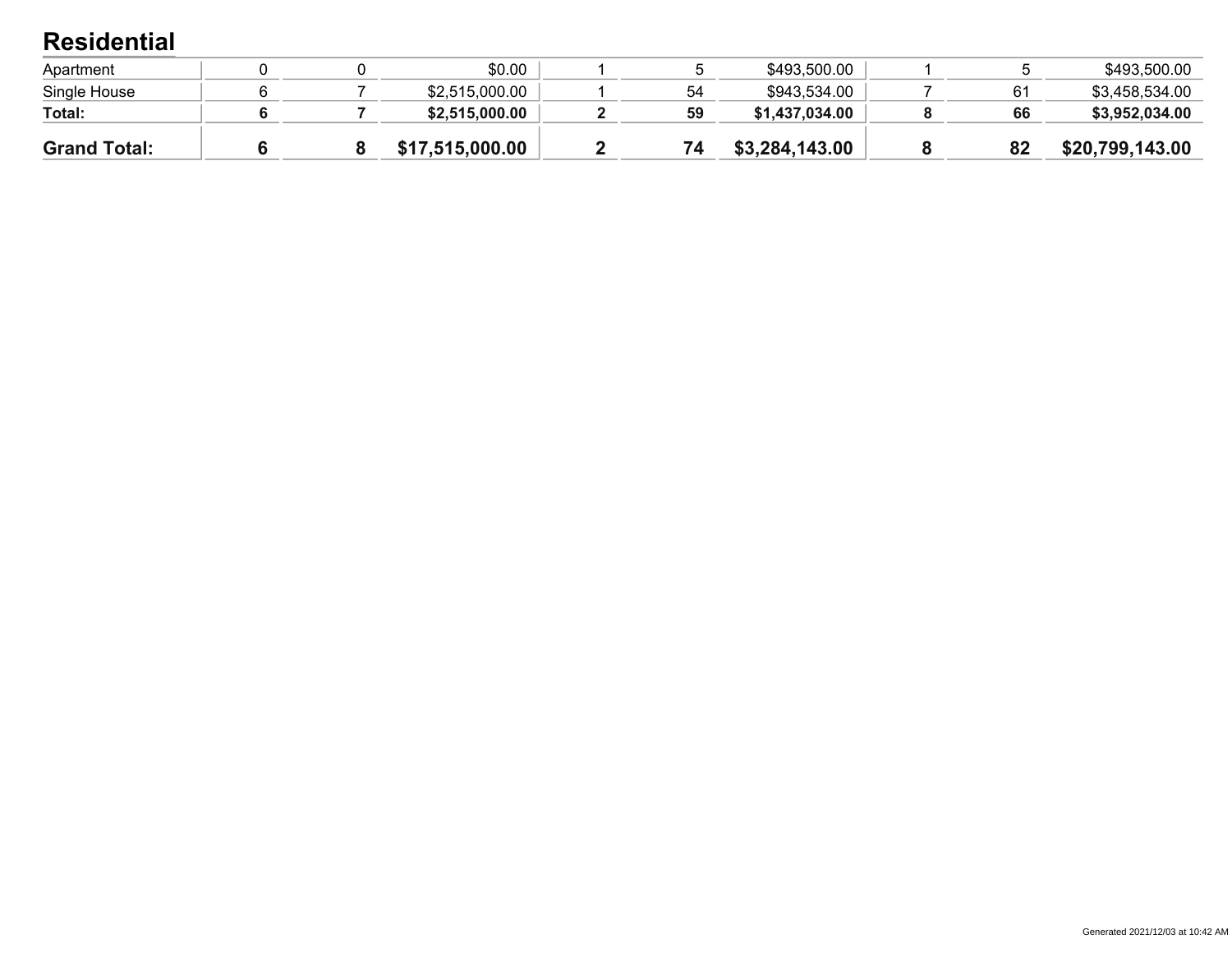## Residential

| | | | | | | | | | |
|---|---|---|---|---|---|---|---|---|---|
| Apartment | 0 | 0 | $0.00 | 1 | 5 | $493,500.00 | 1 | 5 | $493,500.00 |
| Single House | 6 | 7 | $2,515,000.00 | 1 | 54 | $943,534.00 | 7 | 61 | $3,458,534.00 |
| **Total:** | **6** | **7** | **$2,515,000.00** | **2** | **59** | **$1,437,034.00** | **8** | **66** | **$3,952,034.00** |
| **Grand Total:** | **6** | **8** | **$17,515,000.00** | **2** | **74** | **$3,284,143.00** | **8** | **82** | **$20,799,143.00** |

Generated 2021/12/03 at 10:42 AM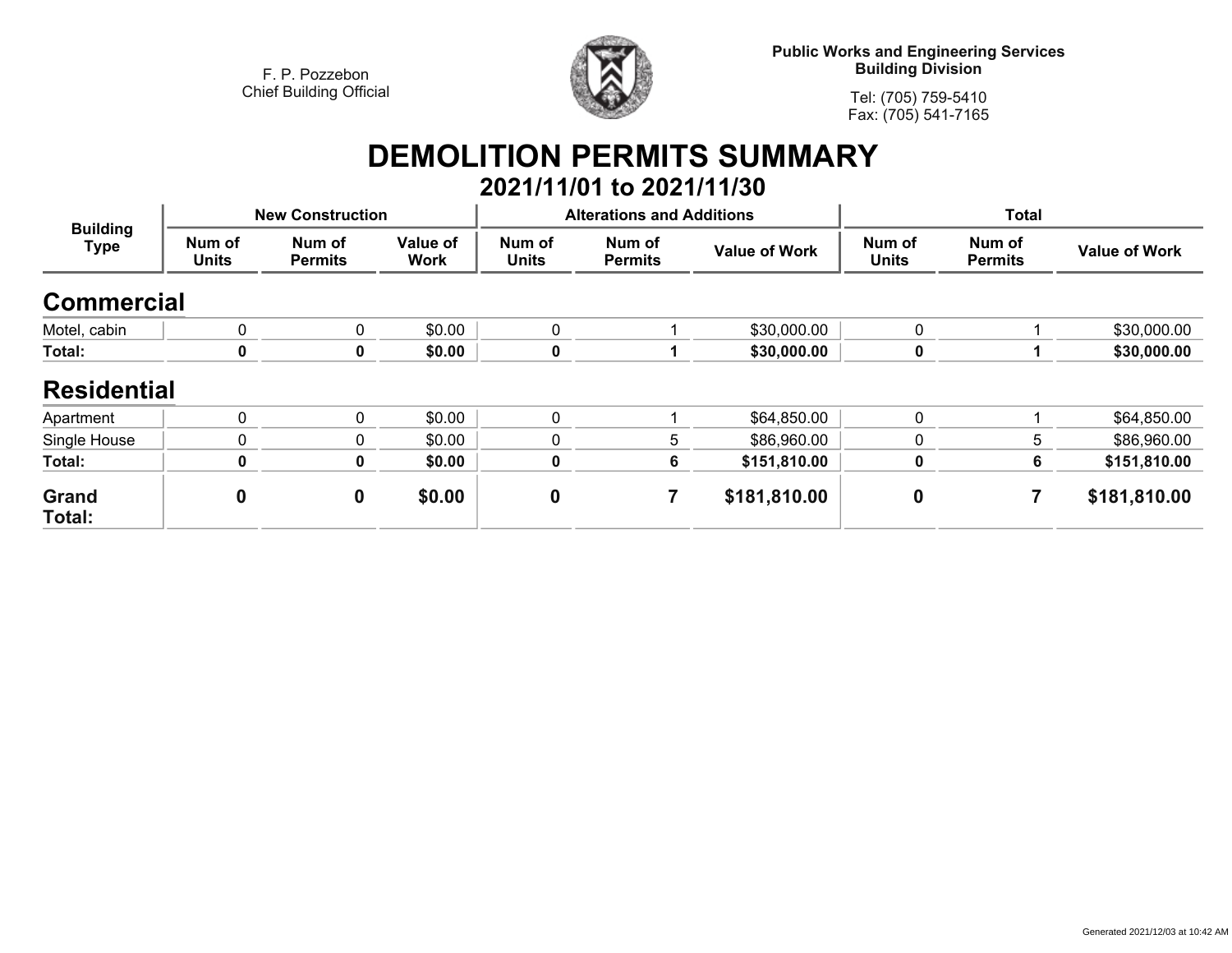F. P. Pozzebon
Chief Building Official

**Public Works and Engineering Services**
**Building Division**

Tel: (705) 759-5410
Fax: (705) 541-7165

# DEMOLITION PERMITS SUMMARY

## 2021/11/01 to 2021/11/30

| Building Type | New Construction | | | Alterations and Additions | | | Total | | |
|---|---|---|---|---|---|---|---|---|---|
| | Num of Units | Num of Permits | Value of Work | Num of Units | Num of Permits | Value of Work | Num of Units | Num of Permits | Value of Work |
| **Commercial** | | | | | | | | | |
| Motel, cabin | 0 | 0 | $0.00 | 0 | 1 | $30,000.00 | 0 | 1 | $30,000.00 |
| **Total:** | **0** | **0** | **$0.00** | **0** | **1** | **$30,000.00** | **0** | **1** | **$30,000.00** |
| **Residential** | | | | | | | | | |
| Apartment | 0 | 0 | $0.00 | 0 | 1 | $64,850.00 | 0 | 1 | $64,850.00 |
| Single House | 0 | 0 | $0.00 | 0 | 5 | $86,960.00 | 0 | 5 | $86,960.00 |
| **Total:** | **0** | **0** | **$0.00** | **0** | **6** | **$151,810.00** | **0** | **6** | **$151,810.00** |
| **Grand Total:** | **0** | **0** | **$0.00** | **0** | **7** | **$181,810.00** | **0** | **7** | **$181,810.00** |

Generated 2021/12/03 at 10:42 AM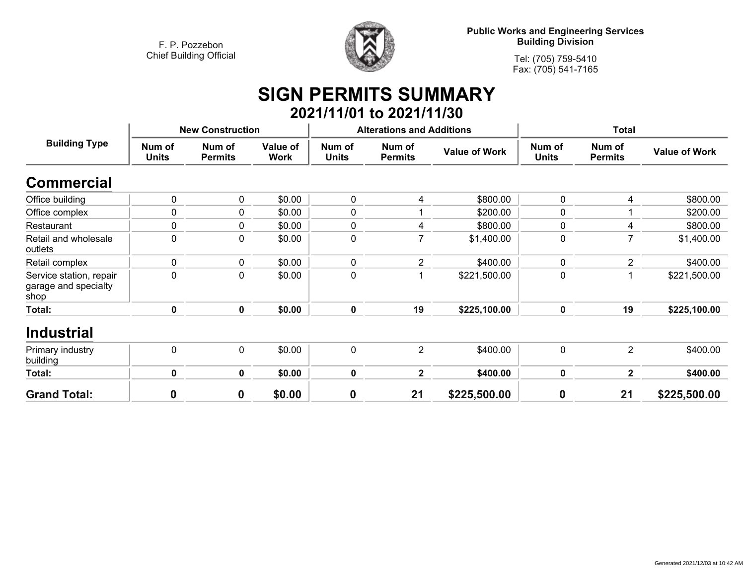F. P. Pozzebon
Chief Building Official

**Public Works and Engineering Services**
**Building Division**

Tel: (705) 759-5410
Fax: (705) 541-7165

# SIGN PERMITS SUMMARY
## 2021/11/01 to 2021/11/30

| Building Type | New Construction | | | Alterations and Additions | | | Total | | |
|---|---|---|---|---|---|---|---|---|---|
| | Num of Units | Num of Permits | Value of Work | Num of Units | Num of Permits | Value of Work | Num of Units | Num of Permits | Value of Work |
| **Commercial** | | | | | | | | | |
| Office building | 0 | 0 | $0.00 | 0 | 4 | $800.00 | 0 | 4 | $800.00 |
| Office complex | 0 | 0 | $0.00 | 0 | 1 | $200.00 | 0 | 1 | $200.00 |
| Restaurant | 0 | 0 | $0.00 | 0 | 4 | $800.00 | 0 | 4 | $800.00 |
| Retail and wholesale outlets | 0 | 0 | $0.00 | 0 | 7 | $1,400.00 | 0 | 7 | $1,400.00 |
| Retail complex | 0 | 0 | $0.00 | 0 | 2 | $400.00 | 0 | 2 | $400.00 |
| Service station, repair garage and specialty shop | 0 | 0 | $0.00 | 0 | 1 | $221,500.00 | 0 | 1 | $221,500.00 |
| **Total:** | **0** | **0** | **$0.00** | **0** | **19** | **$225,100.00** | **0** | **19** | **$225,100.00** |
| **Industrial** | | | | | | | | | |
| Primary industry building | 0 | 0 | $0.00 | 0 | 2 | $400.00 | 0 | 2 | $400.00 |
| **Total:** | **0** | **0** | **$0.00** | **0** | **2** | **$400.00** | **0** | **2** | **$400.00** |
| **Grand Total:** | **0** | **0** | **$0.00** | **0** | **21** | **$225,500.00** | **0** | **21** | **$225,500.00** |

Generated 2021/12/03 at 10:42 AM